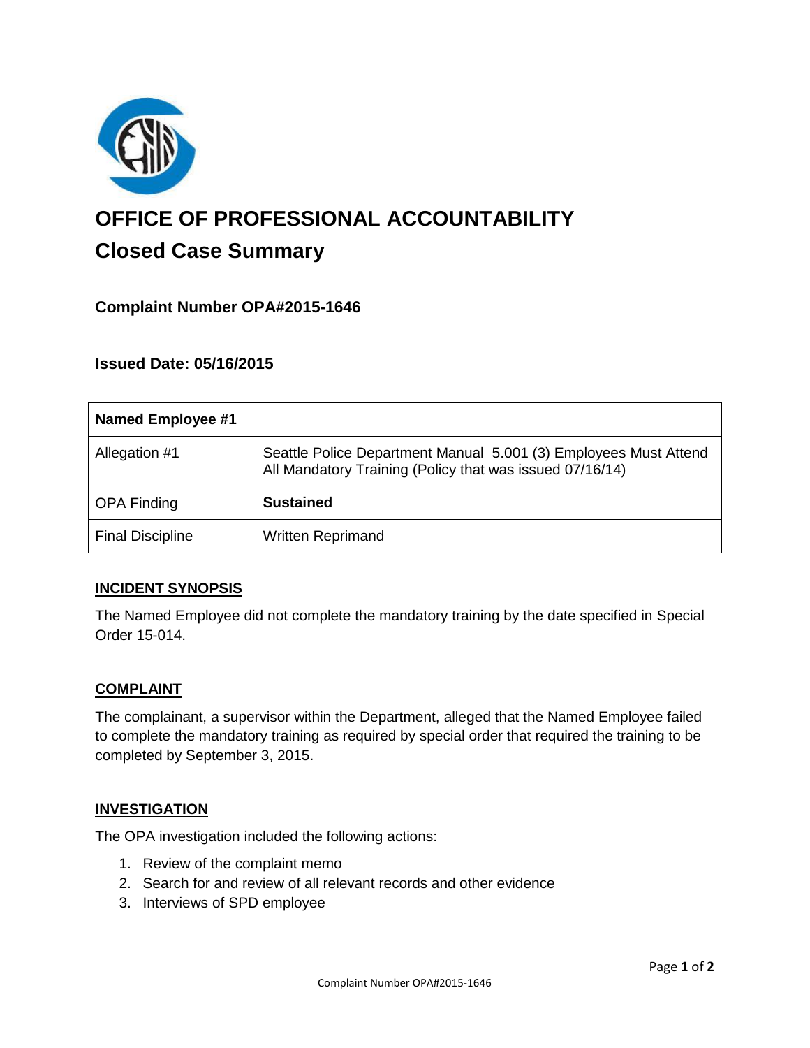# OFFICE OF PROFESSIONAL ACCOUNTABILITY

## Closed Case Summary

### Complaint Number OPA#2015-1646

### Issued Date: 05/16/2015

| Named Employee #1 | |
|---|---|
| Allegation #1 | Seattle Police Department Manual 5.001 (3) Employees Must Attend All Mandatory Training (Policy that was issued 07/16/14) |
| OPA Finding | **Sustained** |
| Final Discipline | Written Reprimand |

**INCIDENT SYNOPSIS**

The Named Employee did not complete the mandatory training by the date specified in Special Order 15-014.

**COMPLAINT**

The complainant, a supervisor within the Department, alleged that the Named Employee failed to complete the mandatory training as required by special order that required the training to be completed by September 3, 2015.

**INVESTIGATION**

The OPA investigation included the following actions:

1. Review of the complaint memo
2. Search for and review of all relevant records and other evidence
3. Interviews of SPD employee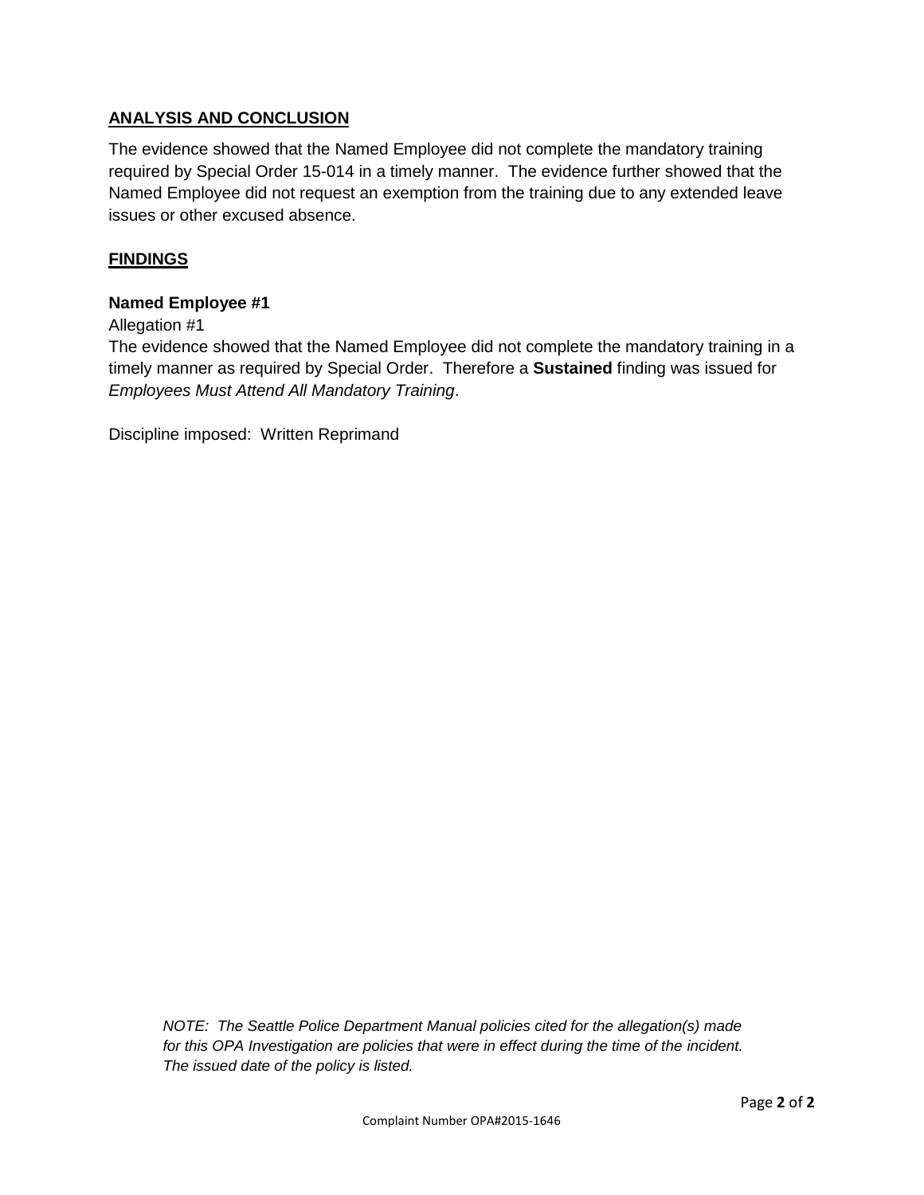## ANALYSIS AND CONCLUSION

The evidence showed that the Named Employee did not complete the mandatory training required by Special Order 15-014 in a timely manner. The evidence further showed that the Named Employee did not request an exemption from the training due to any extended leave issues or other excused absence.

## FINDINGS

**Named Employee #1**

Allegation #1

The evidence showed that the Named Employee did not complete the mandatory training in a timely manner as required by Special Order. Therefore a **Sustained** finding was issued for *Employees Must Attend All Mandatory Training*.

Discipline imposed: Written Reprimand

*NOTE: The Seattle Police Department Manual policies cited for the allegation(s) made for this OPA Investigation are policies that were in effect during the time of the incident. The issued date of the policy is listed.*

Complaint Number OPA#2015-1646